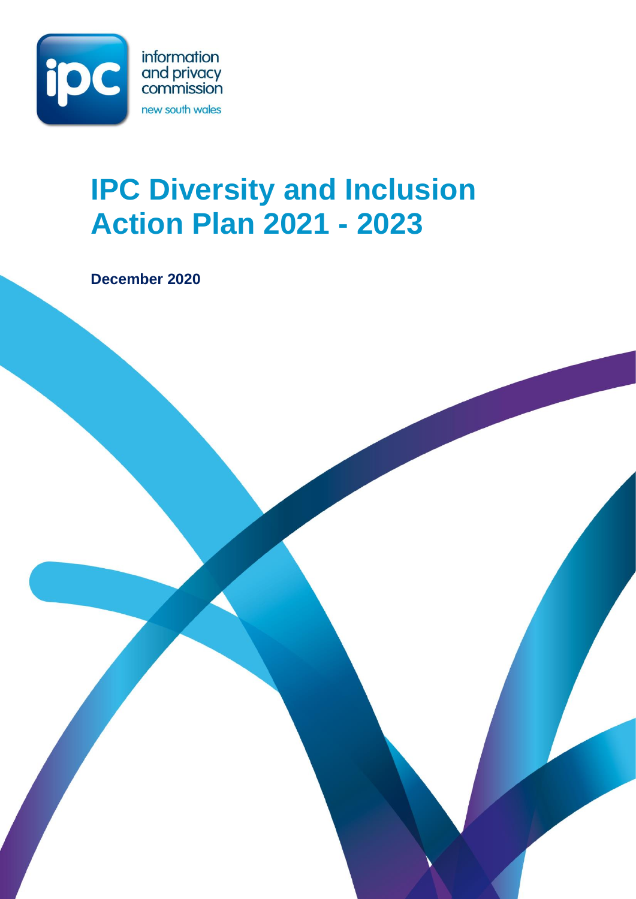information and privacy commission new south wales

# IPC Diversity and Inclusion Action Plan 2021 - 2023

**December 2020**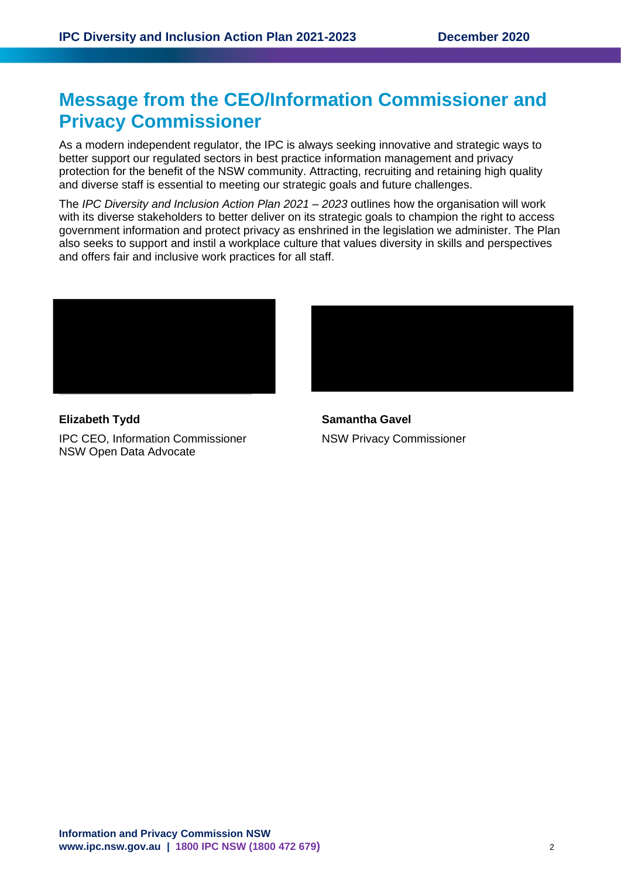# Message from the CEO/Information Commissioner and Privacy Commissioner

As a modern independent regulator, the IPC is always seeking innovative and strategic ways to better support our regulated sectors in best practice information management and privacy protection for the benefit of the NSW community. Attracting, recruiting and retaining high quality and diverse staff is essential to meeting our strategic goals and future challenges.

The *IPC Diversity and Inclusion Action Plan 2021 – 2023* outlines how the organisation will work with its diverse stakeholders to better deliver on its strategic goals to champion the right to access government information and protect privacy as enshrined in the legislation we administer. The Plan also seeks to support and instil a workplace culture that values diversity in skills and perspectives and offers fair and inclusive work practices for all staff.

**Elizabeth Tydd**

IPC CEO, Information Commissioner
NSW Open Data Advocate

**Samantha Gavel**

NSW Privacy Commissioner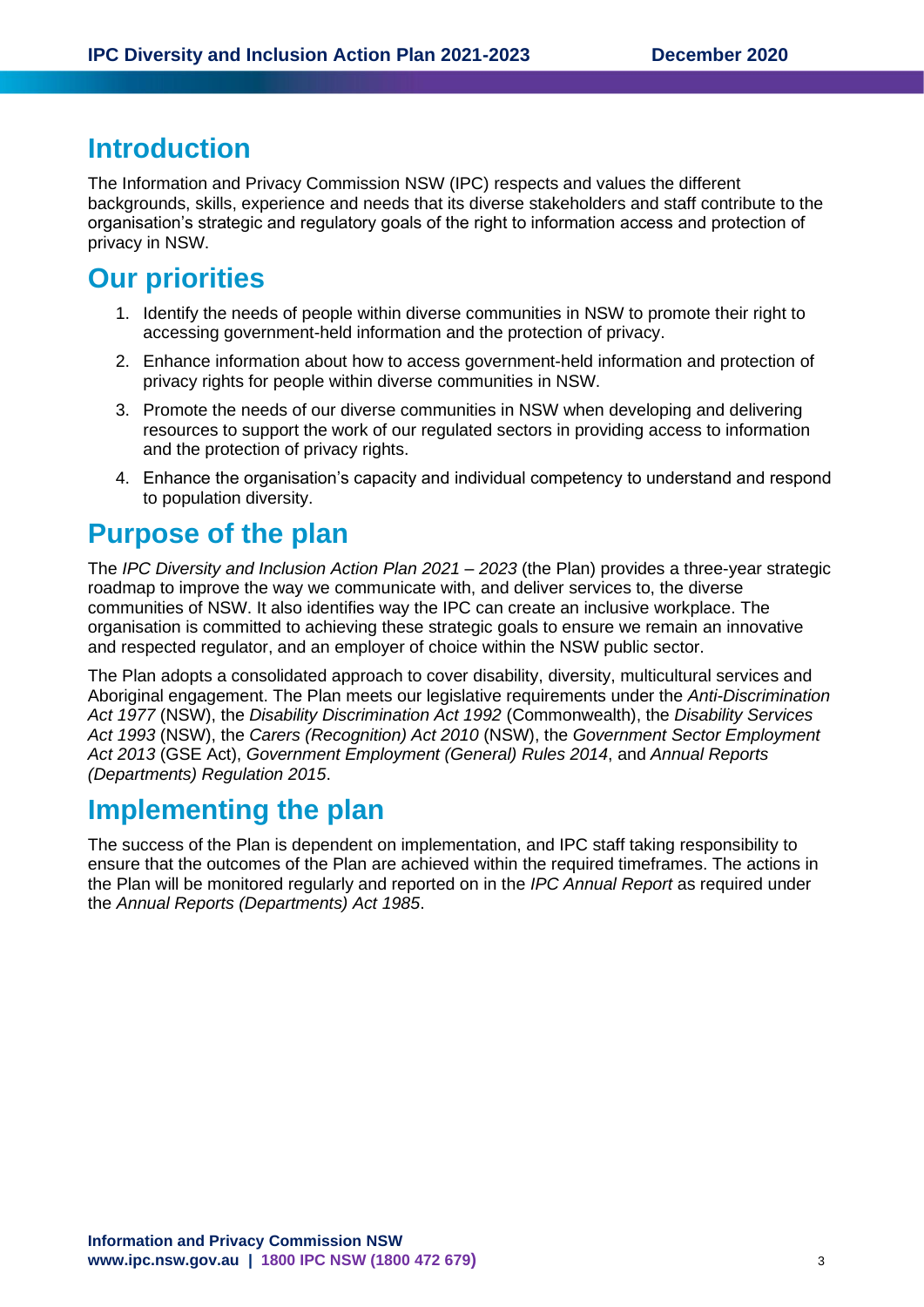# Introduction

The Information and Privacy Commission NSW (IPC) respects and values the different backgrounds, skills, experience and needs that its diverse stakeholders and staff contribute to the organisation's strategic and regulatory goals of the right to information access and protection of privacy in NSW.

# Our priorities

1. Identify the needs of people within diverse communities in NSW to promote their right to accessing government-held information and the protection of privacy.
2. Enhance information about how to access government-held information and protection of privacy rights for people within diverse communities in NSW.
3. Promote the needs of our diverse communities in NSW when developing and delivering resources to support the work of our regulated sectors in providing access to information and the protection of privacy rights.
4. Enhance the organisation's capacity and individual competency to understand and respond to population diversity.

# Purpose of the plan

The *IPC Diversity and Inclusion Action Plan 2021 – 2023* (the Plan) provides a three-year strategic roadmap to improve the way we communicate with, and deliver services to, the diverse communities of NSW. It also identifies way the IPC can create an inclusive workplace. The organisation is committed to achieving these strategic goals to ensure we remain an innovative and respected regulator, and an employer of choice within the NSW public sector.

The Plan adopts a consolidated approach to cover disability, diversity, multicultural services and Aboriginal engagement. The Plan meets our legislative requirements under the *Anti-Discrimination Act 1977* (NSW), the *Disability Discrimination Act 1992* (Commonwealth), the *Disability Services Act 1993* (NSW), the *Carers (Recognition) Act 2010* (NSW), the *Government Sector Employment Act 2013* (GSE Act), *Government Employment (General) Rules 2014*, and *Annual Reports (Departments) Regulation 2015*.

# Implementing the plan

The success of the Plan is dependent on implementation, and IPC staff taking responsibility to ensure that the outcomes of the Plan are achieved within the required timeframes. The actions in the Plan will be monitored regularly and reported on in the *IPC Annual Report* as required under the *Annual Reports (Departments) Act 1985*.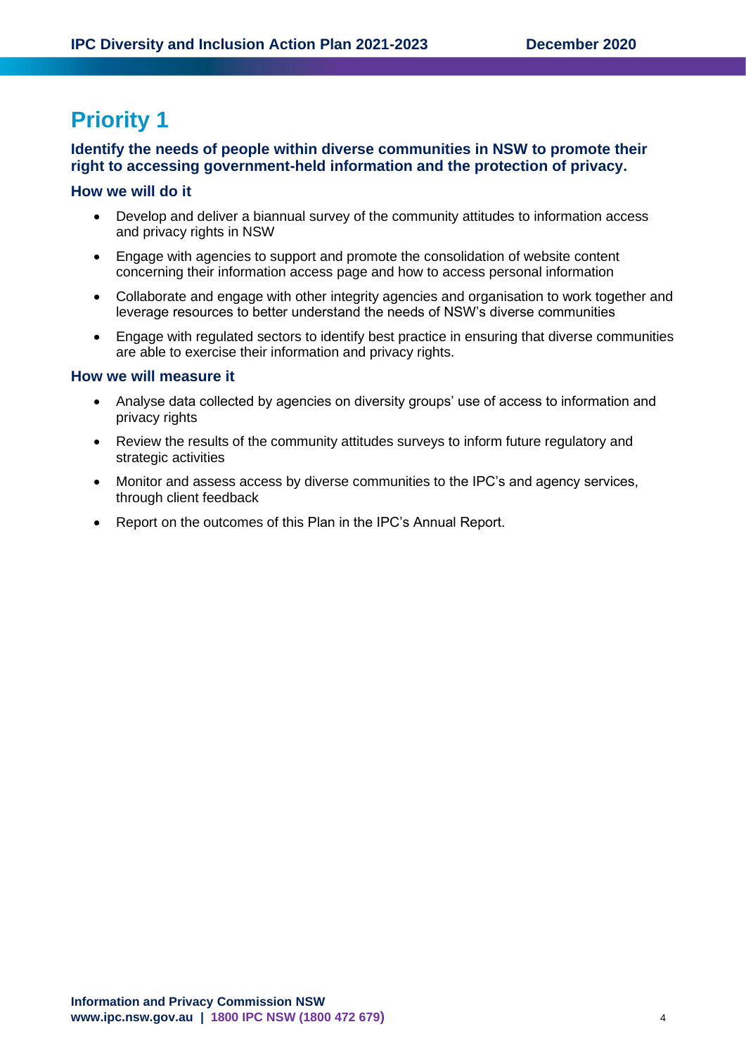# Priority 1

**Identify the needs of people within diverse communities in NSW to promote their right to accessing government-held information and the protection of privacy.**

### How we will do it

- Develop and deliver a biannual survey of the community attitudes to information access and privacy rights in NSW
- Engage with agencies to support and promote the consolidation of website content concerning their information access page and how to access personal information
- Collaborate and engage with other integrity agencies and organisation to work together and leverage resources to better understand the needs of NSW's diverse communities
- Engage with regulated sectors to identify best practice in ensuring that diverse communities are able to exercise their information and privacy rights.

### How we will measure it

- Analyse data collected by agencies on diversity groups' use of access to information and privacy rights
- Review the results of the community attitudes surveys to inform future regulatory and strategic activities
- Monitor and assess access by diverse communities to the IPC's and agency services, through client feedback
- Report on the outcomes of this Plan in the IPC's Annual Report.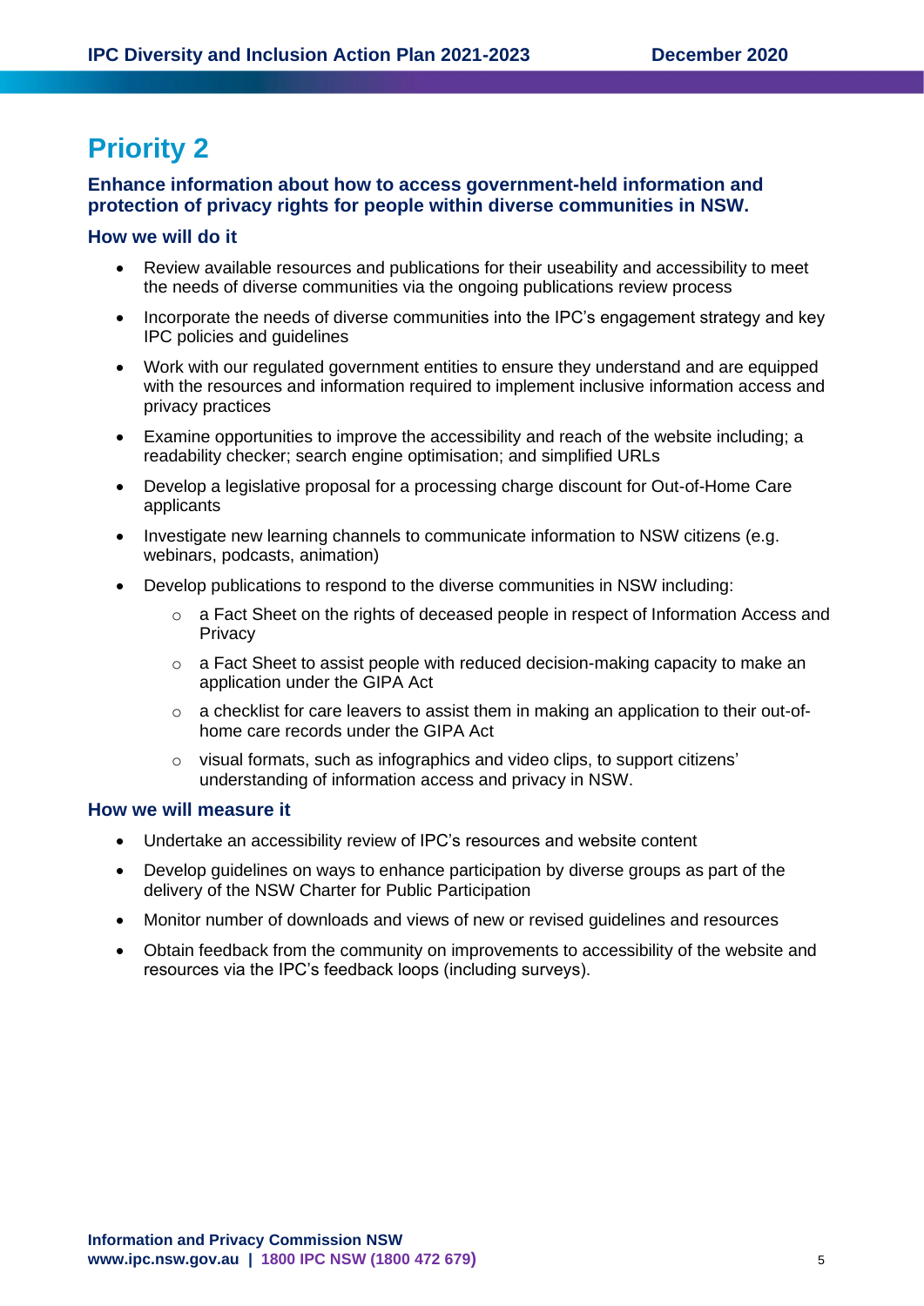# Priority 2

**Enhance information about how to access government-held information and protection of privacy rights for people within diverse communities in NSW.**

### How we will do it

- Review available resources and publications for their useability and accessibility to meet the needs of diverse communities via the ongoing publications review process
- Incorporate the needs of diverse communities into the IPC's engagement strategy and key IPC policies and guidelines
- Work with our regulated government entities to ensure they understand and are equipped with the resources and information required to implement inclusive information access and privacy practices
- Examine opportunities to improve the accessibility and reach of the website including; a readability checker; search engine optimisation; and simplified URLs
- Develop a legislative proposal for a processing charge discount for Out-of-Home Care applicants
- Investigate new learning channels to communicate information to NSW citizens (e.g. webinars, podcasts, animation)
- Develop publications to respond to the diverse communities in NSW including:
  - a Fact Sheet on the rights of deceased people in respect of Information Access and Privacy
  - a Fact Sheet to assist people with reduced decision-making capacity to make an application under the GIPA Act
  - a checklist for care leavers to assist them in making an application to their out-of-home care records under the GIPA Act
  - visual formats, such as infographics and video clips, to support citizens' understanding of information access and privacy in NSW.

### How we will measure it

- Undertake an accessibility review of IPC's resources and website content
- Develop guidelines on ways to enhance participation by diverse groups as part of the delivery of the NSW Charter for Public Participation
- Monitor number of downloads and views of new or revised guidelines and resources
- Obtain feedback from the community on improvements to accessibility of the website and resources via the IPC's feedback loops (including surveys).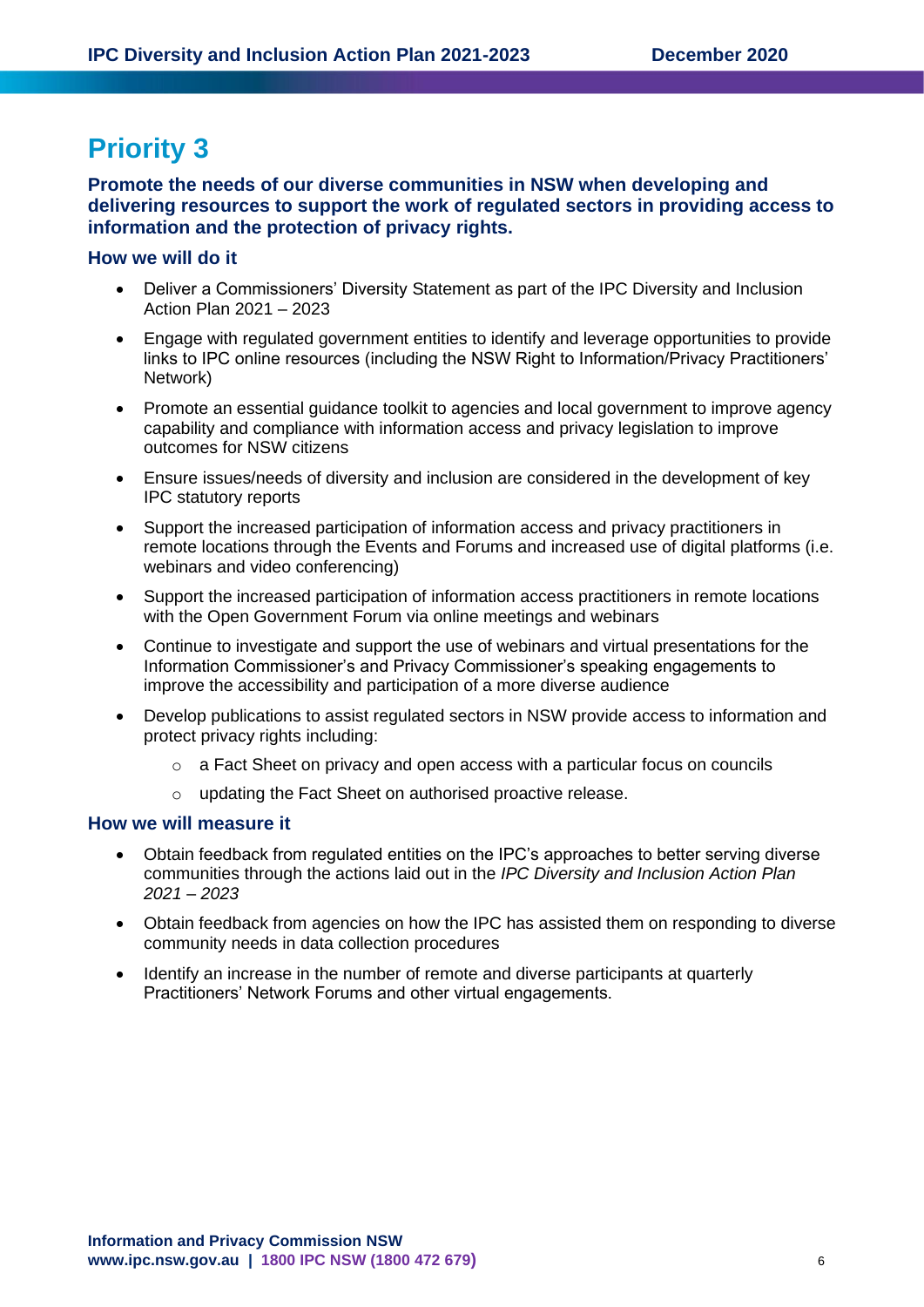# Priority 3

**Promote the needs of our diverse communities in NSW when developing and delivering resources to support the work of regulated sectors in providing access to information and the protection of privacy rights.**

### How we will do it

- Deliver a Commissioners' Diversity Statement as part of the IPC Diversity and Inclusion Action Plan 2021 – 2023
- Engage with regulated government entities to identify and leverage opportunities to provide links to IPC online resources (including the NSW Right to Information/Privacy Practitioners' Network)
- Promote an essential guidance toolkit to agencies and local government to improve agency capability and compliance with information access and privacy legislation to improve outcomes for NSW citizens
- Ensure issues/needs of diversity and inclusion are considered in the development of key IPC statutory reports
- Support the increased participation of information access and privacy practitioners in remote locations through the Events and Forums and increased use of digital platforms (i.e. webinars and video conferencing)
- Support the increased participation of information access practitioners in remote locations with the Open Government Forum via online meetings and webinars
- Continue to investigate and support the use of webinars and virtual presentations for the Information Commissioner's and Privacy Commissioner's speaking engagements to improve the accessibility and participation of a more diverse audience
- Develop publications to assist regulated sectors in NSW provide access to information and protect privacy rights including:
  - a Fact Sheet on privacy and open access with a particular focus on councils
  - updating the Fact Sheet on authorised proactive release.

### How we will measure it

- Obtain feedback from regulated entities on the IPC's approaches to better serving diverse communities through the actions laid out in the *IPC Diversity and Inclusion Action Plan 2021 – 2023*
- Obtain feedback from agencies on how the IPC has assisted them on responding to diverse community needs in data collection procedures
- Identify an increase in the number of remote and diverse participants at quarterly Practitioners' Network Forums and other virtual engagements.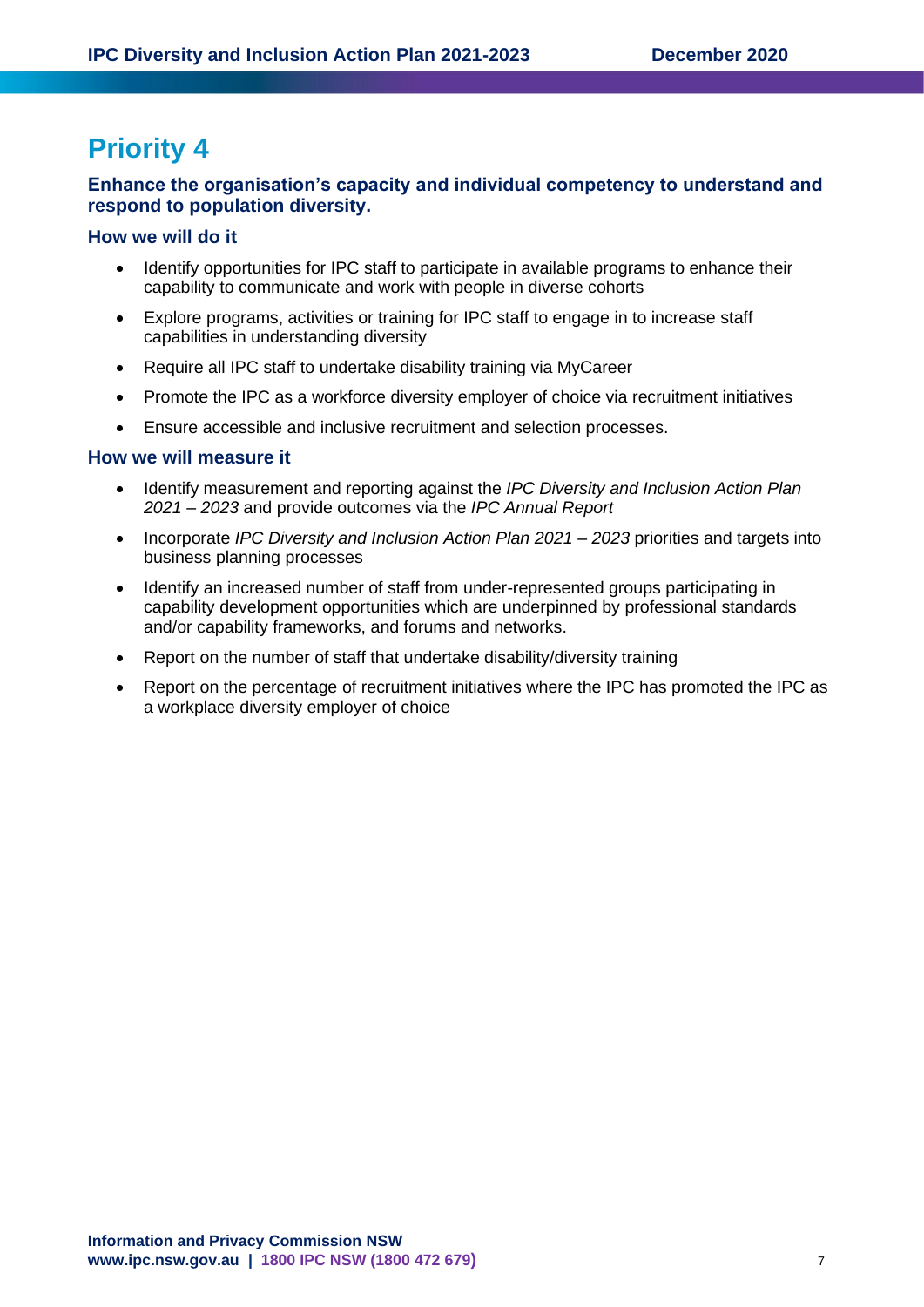# Priority 4

**Enhance the organisation's capacity and individual competency to understand and respond to population diversity.**

## How we will do it

- Identify opportunities for IPC staff to participate in available programs to enhance their capability to communicate and work with people in diverse cohorts
- Explore programs, activities or training for IPC staff to engage in to increase staff capabilities in understanding diversity
- Require all IPC staff to undertake disability training via MyCareer
- Promote the IPC as a workforce diversity employer of choice via recruitment initiatives
- Ensure accessible and inclusive recruitment and selection processes.

## How we will measure it

- Identify measurement and reporting against the *IPC Diversity and Inclusion Action Plan 2021 – 2023* and provide outcomes via the *IPC Annual Report*
- Incorporate *IPC Diversity and Inclusion Action Plan 2021 – 2023* priorities and targets into business planning processes
- Identify an increased number of staff from under-represented groups participating in capability development opportunities which are underpinned by professional standards and/or capability frameworks, and forums and networks.
- Report on the number of staff that undertake disability/diversity training
- Report on the percentage of recruitment initiatives where the IPC has promoted the IPC as a workplace diversity employer of choice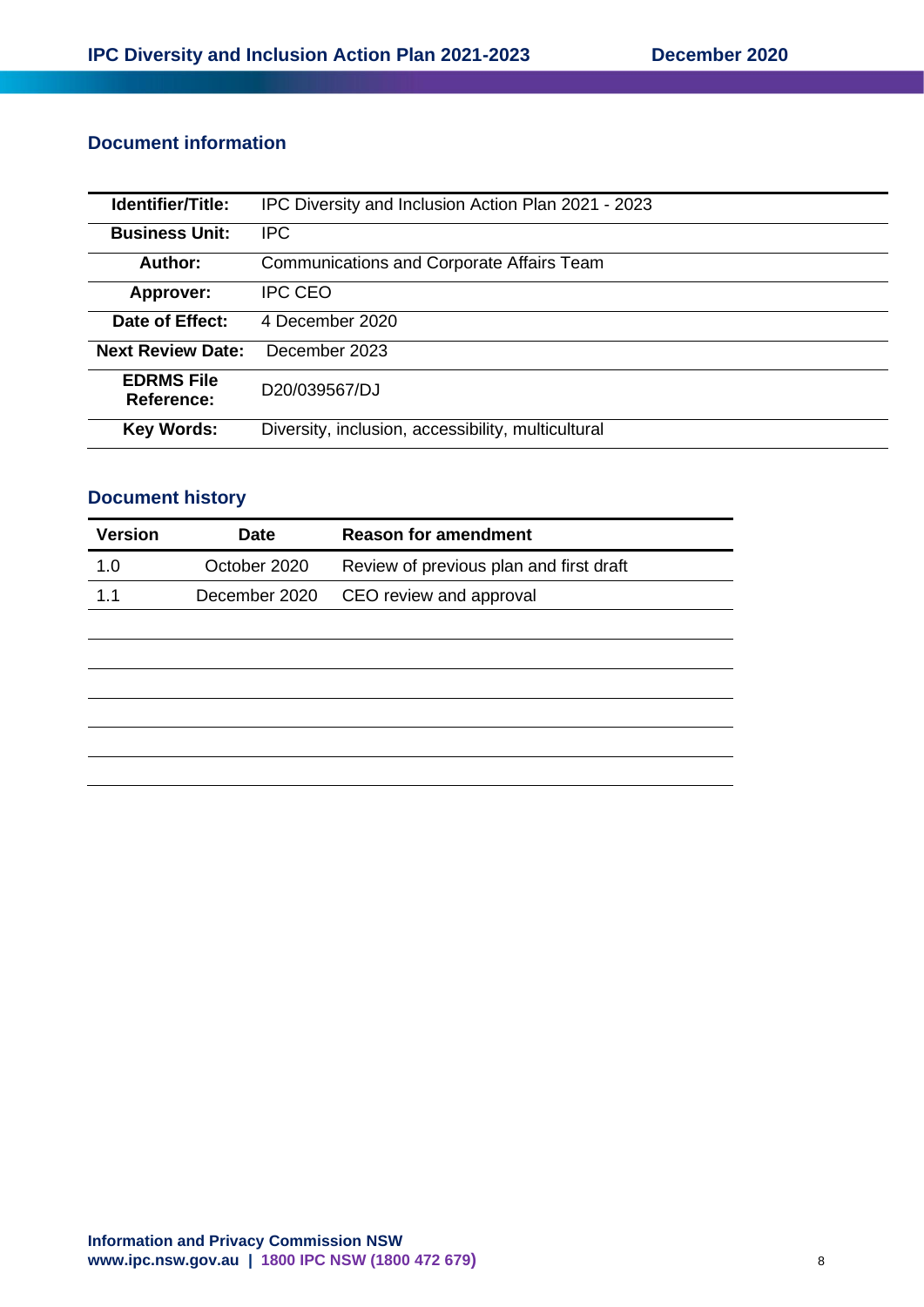## Document information

| | |
|---|---|
| **Identifier/Title:** | IPC Diversity and Inclusion Action Plan 2021 - 2023 |
| **Business Unit:** | IPC |
| **Author:** | Communications and Corporate Affairs Team |
| **Approver:** | IPC CEO |
| **Date of Effect:** | 4 December 2020 |
| **Next Review Date:** | December 2023 |
| **EDRMS File Reference:** | D20/039567/DJ |
| **Key Words:** | Diversity, inclusion, accessibility, multicultural |

## Document history

| Version | Date | Reason for amendment |
|---|---|---|
| 1.0 | October 2020 | Review of previous plan and first draft |
| 1.1 | December 2020 | CEO review and approval |
| | | |
| | | |
| | | |
| | | |
| | | |
| | | |